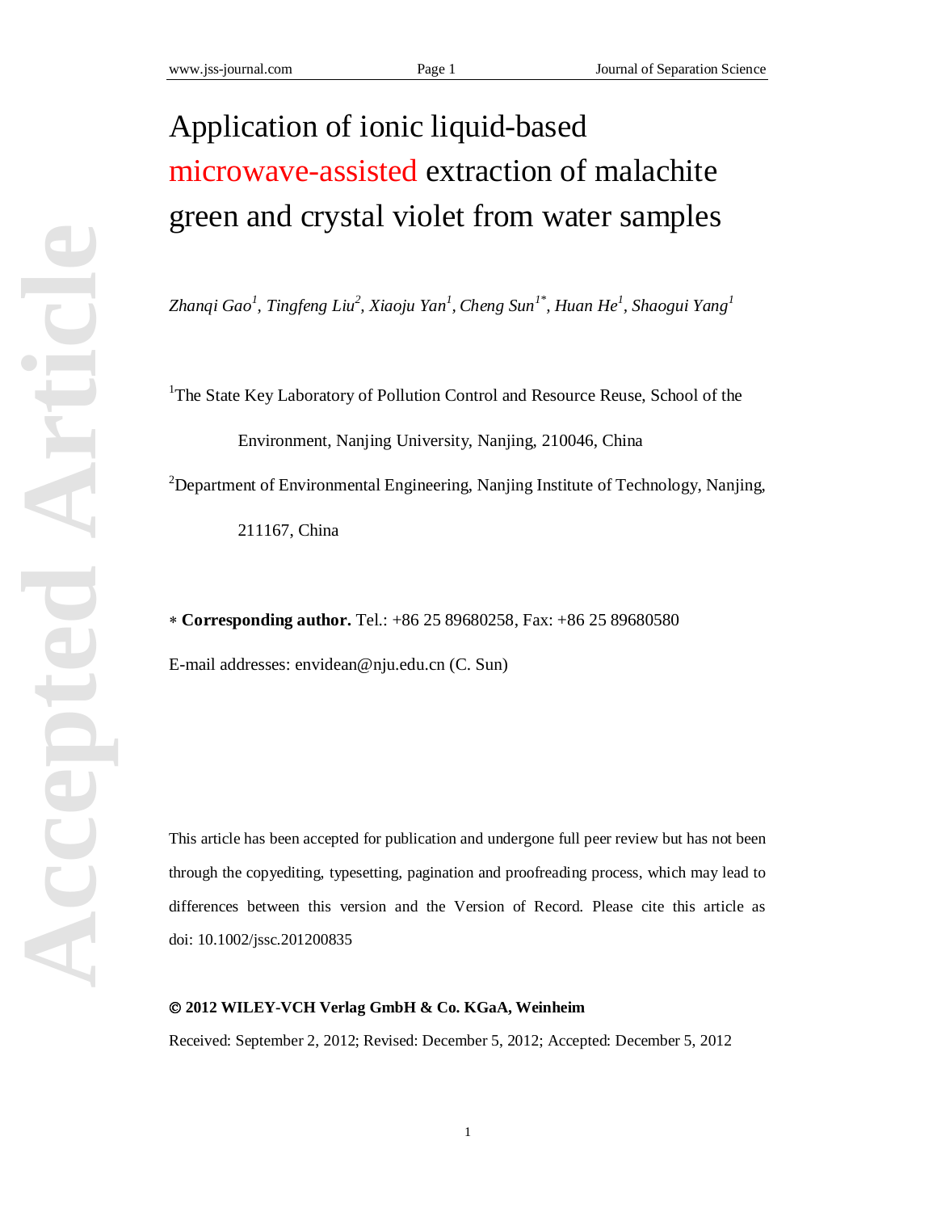# Application of ionic liquid-based microwave-assisted extraction of malachite green and crystal violet from water samples

*Zhanqi Gao[1], Tingfeng Liu[2], Xiaoju Yan[1], Cheng Sun[1*], Huan He[1], Shaogui Yang[1]*

[1]The State Key Laboratory of Pollution Control and Resource Reuse, School of the Environment, Nanjing University, Nanjing, 210046, China

[2]Department of Environmental Engineering, Nanjing Institute of Technology, Nanjing, 211167, China

∗ **Corresponding author.** Tel.: +86 25 89680258, Fax: +86 25 89680580

E-mail addresses: envidean@nju.edu.cn (C. Sun)

This article has been accepted for publication and undergone full peer review but has not been through the copyediting, typesetting, pagination and proofreading process, which may lead to differences between this version and the Version of Record. Please cite this article as doi: 10.1002/jssc.201200835

**© 2012 WILEY-VCH Verlag GmbH & Co. KGaA, Weinheim**

Received: September 2, 2012; Revised: December 5, 2012; Accepted: December 5, 2012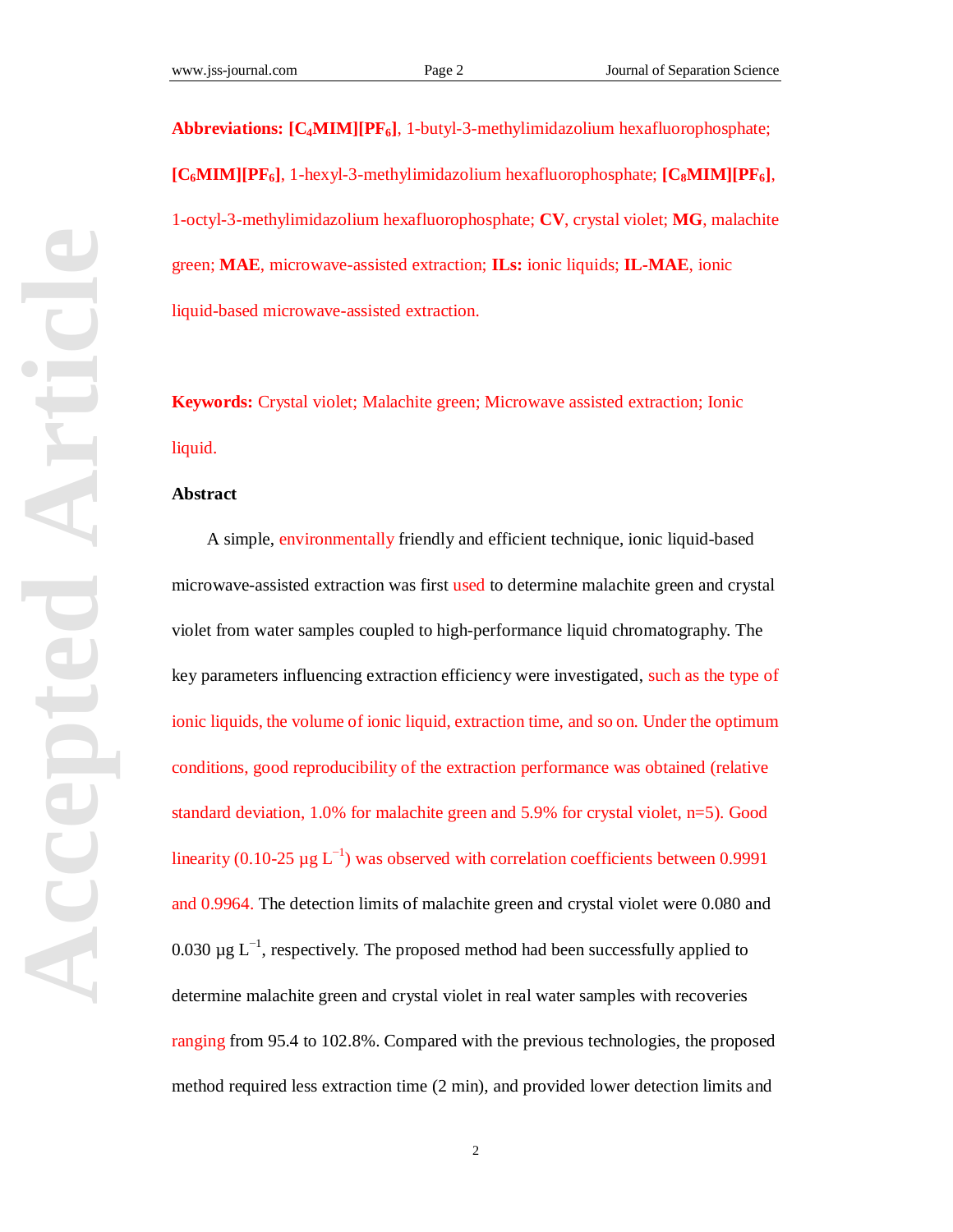**Abbreviations:** **[$C_4$MIM][$PF_6$]**, 1-butyl-3-methylimidazolium hexafluorophosphate; **[$C_6$MIM][$PF_6$]**, 1-hexyl-3-methylimidazolium hexafluorophosphate; **[$C_8$MIM][$PF_6$]**, 1-octyl-3-methylimidazolium hexafluorophosphate; **CV**, crystal violet; **MG**, malachite green; **MAE**, microwave-assisted extraction; **ILs:** ionic liquids; **IL-MAE**, ionic liquid-based microwave-assisted extraction.

**Keywords:** Crystal violet; Malachite green; Microwave assisted extraction; Ionic liquid.

## Abstract

A simple, environmentally friendly and efficient technique, ionic liquid-based microwave-assisted extraction was first used to determine malachite green and crystal violet from water samples coupled to high-performance liquid chromatography. The key parameters influencing extraction efficiency were investigated, such as the type of ionic liquids, the volume of ionic liquid, extraction time, and so on. Under the optimum conditions, good reproducibility of the extraction performance was obtained (relative standard deviation, 1.0% for malachite green and 5.9% for crystal violet, n=5). Good linearity (0.10-25 μg $L^{-1}$) was observed with correlation coefficients between 0.9991 and 0.9964. The detection limits of malachite green and crystal violet were 0.080 and 0.030 μg $L^{-1}$, respectively. The proposed method had been successfully applied to determine malachite green and crystal violet in real water samples with recoveries ranging from 95.4 to 102.8%. Compared with the previous technologies, the proposed method required less extraction time (2 min), and provided lower detection limits and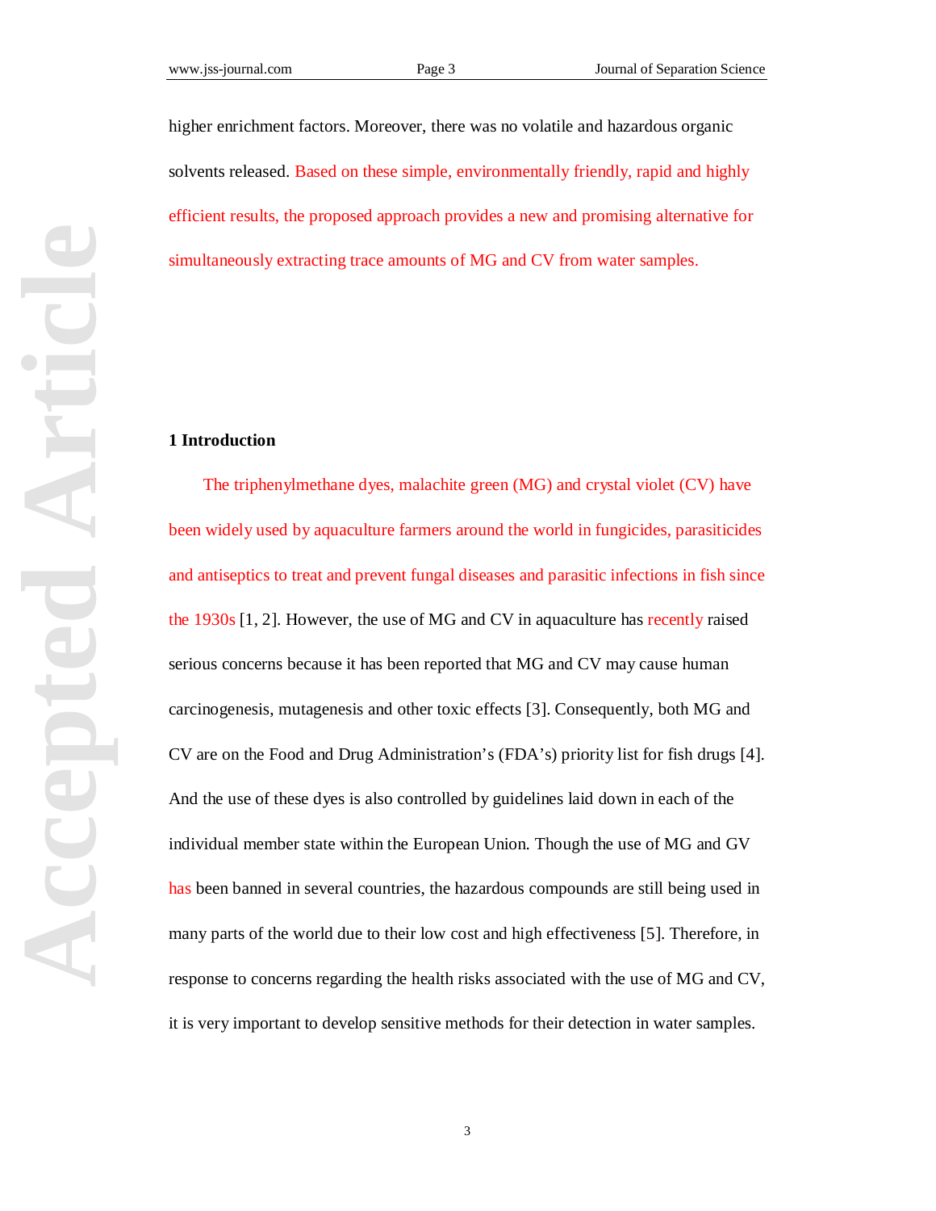higher enrichment factors. Moreover, there was no volatile and hazardous organic solvents released. Based on these simple, environmentally friendly, rapid and highly efficient results, the proposed approach provides a new and promising alternative for simultaneously extracting trace amounts of MG and CV from water samples.

## 1 Introduction

The triphenylmethane dyes, malachite green (MG) and crystal violet (CV) have been widely used by aquaculture farmers around the world in fungicides, parasiticides and antiseptics to treat and prevent fungal diseases and parasitic infections in fish since the 1930s [1, 2]. However, the use of MG and CV in aquaculture has recently raised serious concerns because it has been reported that MG and CV may cause human carcinogenesis, mutagenesis and other toxic effects [3]. Consequently, both MG and CV are on the Food and Drug Administration's (FDA's) priority list for fish drugs [4]. And the use of these dyes is also controlled by guidelines laid down in each of the individual member state within the European Union. Though the use of MG and GV has been banned in several countries, the hazardous compounds are still being used in many parts of the world due to their low cost and high effectiveness [5]. Therefore, in response to concerns regarding the health risks associated with the use of MG and CV, it is very important to develop sensitive methods for their detection in water samples.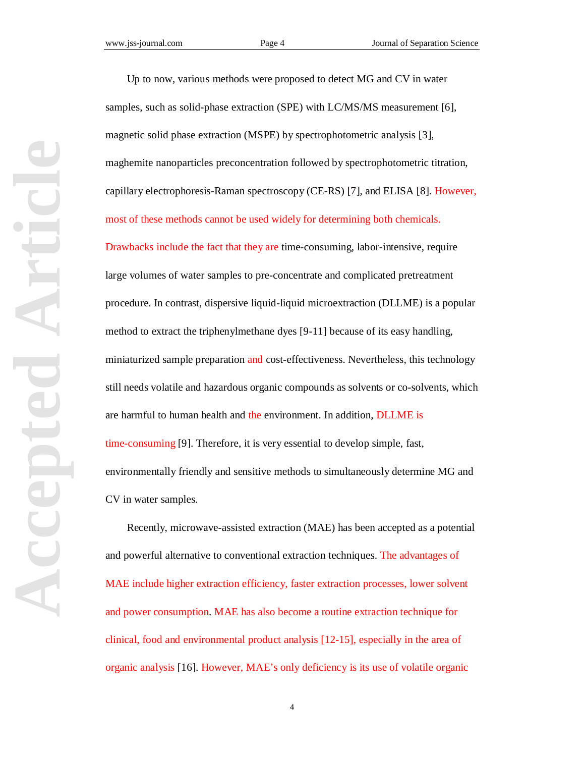Up to now, various methods were proposed to detect MG and CV in water samples, such as solid-phase extraction (SPE) with LC/MS/MS measurement [6], magnetic solid phase extraction (MSPE) by spectrophotometric analysis [3], maghemite nanoparticles preconcentration followed by spectrophotometric titration, capillary electrophoresis-Raman spectroscopy (CE-RS) [7], and ELISA [8]. However, most of these methods cannot be used widely for determining both chemicals. Drawbacks include the fact that they are time-consuming, labor-intensive, require large volumes of water samples to pre-concentrate and complicated pretreatment procedure. In contrast, dispersive liquid-liquid microextraction (DLLME) is a popular method to extract the triphenylmethane dyes [9-11] because of its easy handling, miniaturized sample preparation and cost-effectiveness. Nevertheless, this technology still needs volatile and hazardous organic compounds as solvents or co-solvents, which are harmful to human health and the environment. In addition, DLLME is time-consuming [9]. Therefore, it is very essential to develop simple, fast, environmentally friendly and sensitive methods to simultaneously determine MG and CV in water samples.

Recently, microwave-assisted extraction (MAE) has been accepted as a potential and powerful alternative to conventional extraction techniques. The advantages of MAE include higher extraction efficiency, faster extraction processes, lower solvent and power consumption. MAE has also become a routine extraction technique for clinical, food and environmental product analysis [12-15], especially in the area of organic analysis [16]. However, MAE's only deficiency is its use of volatile organic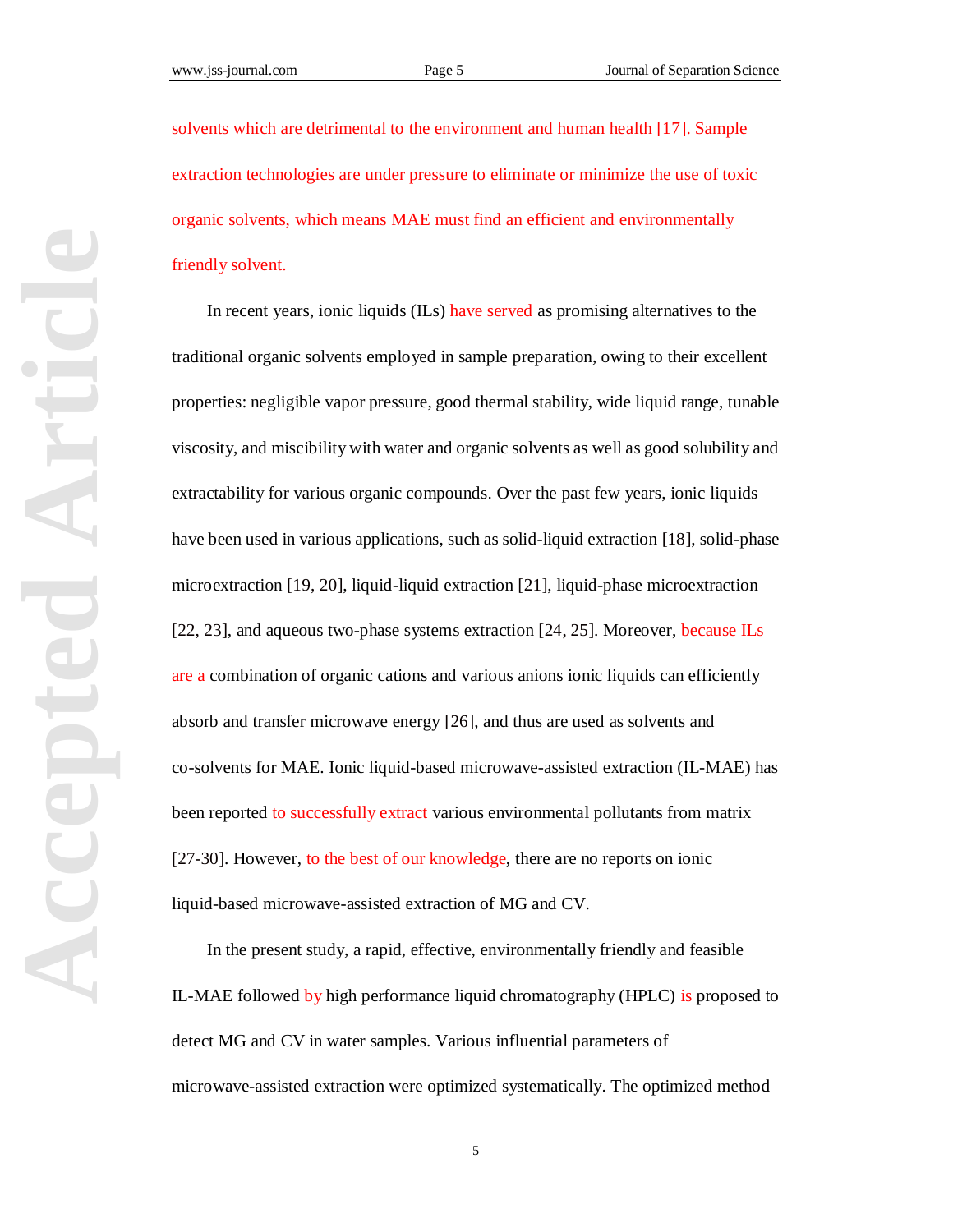solvents which are detrimental to the environment and human health [17]. Sample extraction technologies are under pressure to eliminate or minimize the use of toxic organic solvents, which means MAE must find an efficient and environmentally friendly solvent.

In recent years, ionic liquids (ILs) have served as promising alternatives to the traditional organic solvents employed in sample preparation, owing to their excellent properties: negligible vapor pressure, good thermal stability, wide liquid range, tunable viscosity, and miscibility with water and organic solvents as well as good solubility and extractability for various organic compounds. Over the past few years, ionic liquids have been used in various applications, such as solid-liquid extraction [18], solid-phase microextraction [19, 20], liquid-liquid extraction [21], liquid-phase microextraction [22, 23], and aqueous two-phase systems extraction [24, 25]. Moreover, because ILs are a combination of organic cations and various anions ionic liquids can efficiently absorb and transfer microwave energy [26], and thus are used as solvents and co-solvents for MAE. Ionic liquid-based microwave-assisted extraction (IL-MAE) has been reported to successfully extract various environmental pollutants from matrix [27-30]. However, to the best of our knowledge, there are no reports on ionic liquid-based microwave-assisted extraction of MG and CV.

In the present study, a rapid, effective, environmentally friendly and feasible IL-MAE followed by high performance liquid chromatography (HPLC) is proposed to detect MG and CV in water samples. Various influential parameters of microwave-assisted extraction were optimized systematically. The optimized method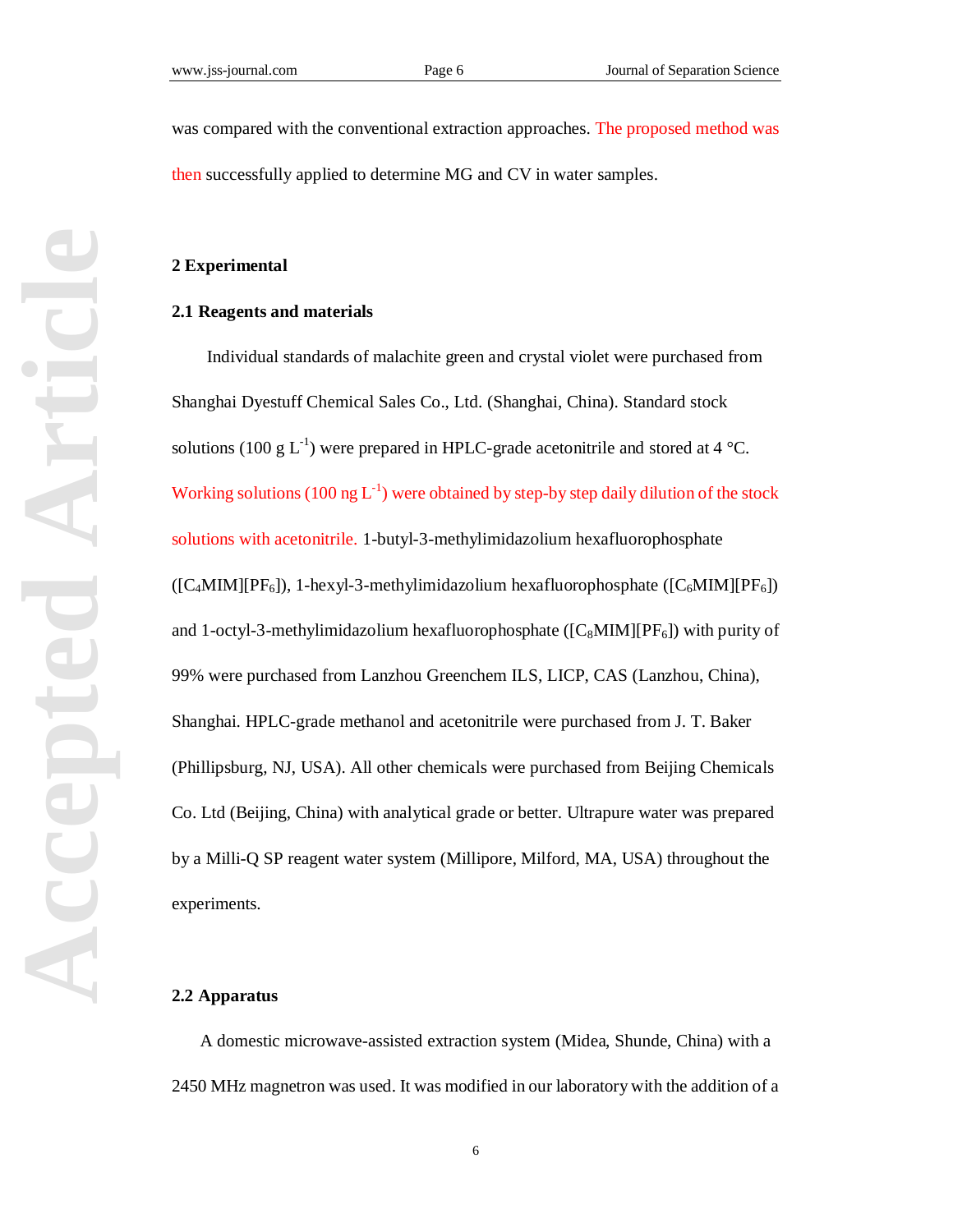was compared with the conventional extraction approaches. The proposed method was then successfully applied to determine MG and CV in water samples.

## 2 Experimental

### 2.1 Reagents and materials

Individual standards of malachite green and crystal violet were purchased from Shanghai Dyestuff Chemical Sales Co., Ltd. (Shanghai, China). Standard stock solutions (100 g $L^{-1}$) were prepared in HPLC-grade acetonitrile and stored at 4 °C. Working solutions (100 ng $L^{-1}$) were obtained by step-by step daily dilution of the stock solutions with acetonitrile. 1-butyl-3-methylimidazolium hexafluorophosphate ([$C_4$MIM][$PF_6$]), 1-hexyl-3-methylimidazolium hexafluorophosphate ([$C_6$MIM][$PF_6$]) and 1-octyl-3-methylimidazolium hexafluorophosphate ([$C_8$MIM][$PF_6$]) with purity of 99% were purchased from Lanzhou Greenchem ILS, LICP, CAS (Lanzhou, China), Shanghai. HPLC-grade methanol and acetonitrile were purchased from J. T. Baker (Phillipsburg, NJ, USA). All other chemicals were purchased from Beijing Chemicals Co. Ltd (Beijing, China) with analytical grade or better. Ultrapure water was prepared by a Milli-Q SP reagent water system (Millipore, Milford, MA, USA) throughout the experiments.

### 2.2 Apparatus

A domestic microwave-assisted extraction system (Midea, Shunde, China) with a 2450 MHz magnetron was used. It was modified in our laboratory with the addition of a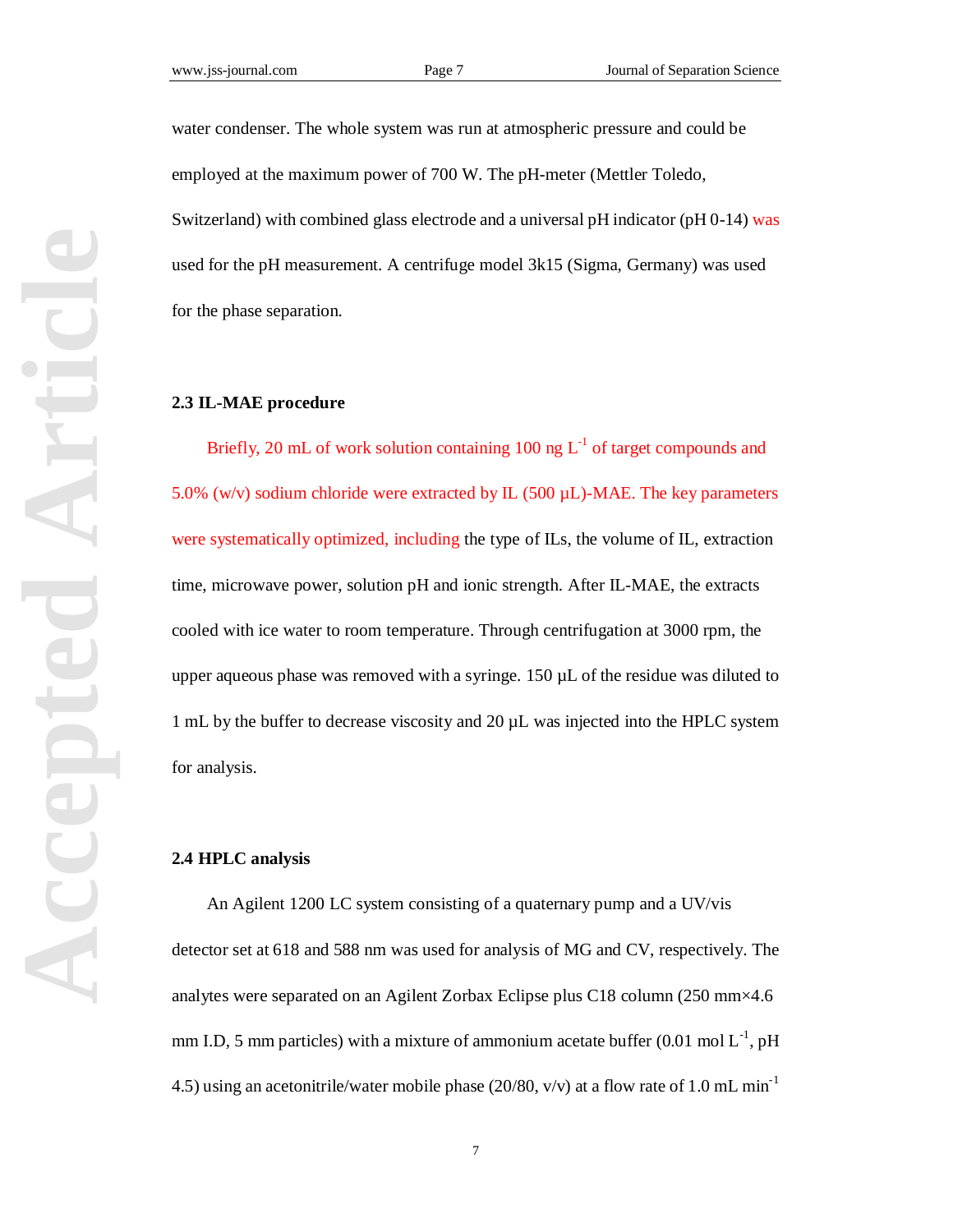water condenser. The whole system was run at atmospheric pressure and could be employed at the maximum power of 700 W. The pH-meter (Mettler Toledo, Switzerland) with combined glass electrode and a universal pH indicator (pH 0-14) was used for the pH measurement. A centrifuge model 3k15 (Sigma, Germany) was used for the phase separation.

### 2.3 IL-MAE procedure

Briefly, 20 mL of work solution containing 100 ng $L^{-1}$ of target compounds and 5.0% (w/v) sodium chloride were extracted by IL (500 μL)-MAE. The key parameters were systematically optimized, including the type of ILs, the volume of IL, extraction time, microwave power, solution pH and ionic strength. After IL-MAE, the extracts cooled with ice water to room temperature. Through centrifugation at 3000 rpm, the upper aqueous phase was removed with a syringe. 150 μL of the residue was diluted to 1 mL by the buffer to decrease viscosity and 20 μL was injected into the HPLC system for analysis.

### 2.4 HPLC analysis

An Agilent 1200 LC system consisting of a quaternary pump and a UV/vis detector set at 618 and 588 nm was used for analysis of MG and CV, respectively. The analytes were separated on an Agilent Zorbax Eclipse plus C18 column (250 mm×4.6 mm I.D, 5 mm particles) with a mixture of ammonium acetate buffer (0.01 mol $L^{-1}$, pH 4.5) using an acetonitrile/water mobile phase (20/80, v/v) at a flow rate of 1.0 mL $min^{-1}$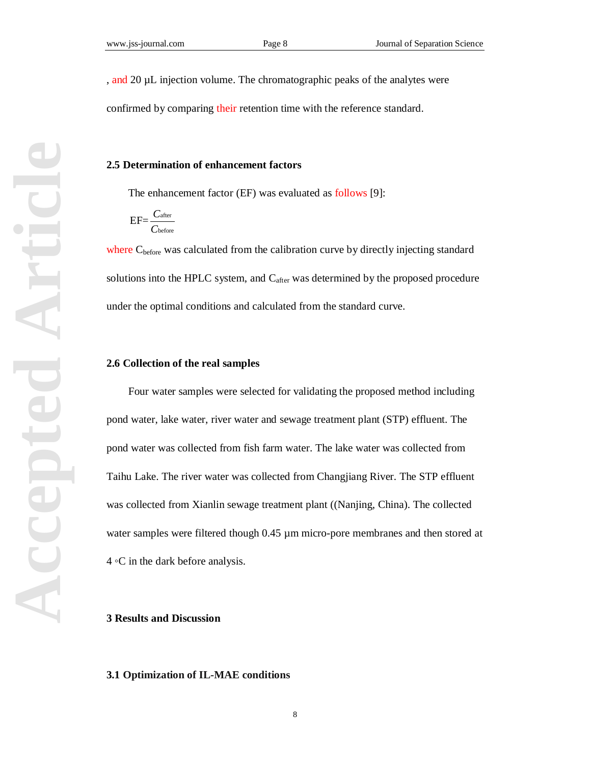, and 20 µL injection volume. The chromatographic peaks of the analytes were confirmed by comparing their retention time with the reference standard.

### 2.5 Determination of enhancement factors

The enhancement factor (EF) was evaluated as follows [9]:

$$EF = \frac{C_{after}}{C_{before}}$$

where $C_{before}$ was calculated from the calibration curve by directly injecting standard solutions into the HPLC system, and $C_{after}$ was determined by the proposed procedure under the optimal conditions and calculated from the standard curve.

### 2.6 Collection of the real samples

Four water samples were selected for validating the proposed method including pond water, lake water, river water and sewage treatment plant (STP) effluent. The pond water was collected from fish farm water. The lake water was collected from Taihu Lake. The river water was collected from Changjiang River. The STP effluent was collected from Xianlin sewage treatment plant ((Nanjing, China). The collected water samples were filtered though 0.45 µm micro-pore membranes and then stored at 4 ◦C in the dark before analysis.

## 3 Results and Discussion

### 3.1 Optimization of IL-MAE conditions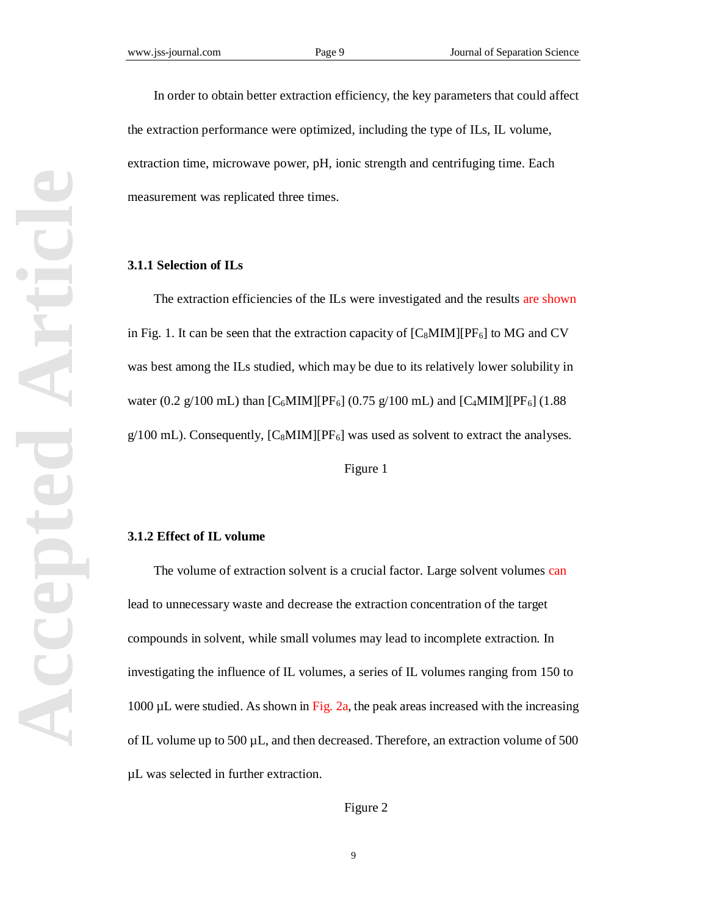In order to obtain better extraction efficiency, the key parameters that could affect the extraction performance were optimized, including the type of ILs, IL volume, extraction time, microwave power, pH, ionic strength and centrifuging time. Each measurement was replicated three times.

### 3.1.1 Selection of ILs

The extraction efficiencies of the ILs were investigated and the results are shown in Fig. 1. It can be seen that the extraction capacity of $[C_8MIM][PF_6]$ to MG and CV was best among the ILs studied, which may be due to its relatively lower solubility in water (0.2 g/100 mL) than $[C_6MIM][PF_6]$ (0.75 g/100 mL) and $[C_4MIM][PF_6]$ (1.88 g/100 mL). Consequently, $[C_8MIM][PF_6]$ was used as solvent to extract the analyses.

Figure 1

### 3.1.2 Effect of IL volume

The volume of extraction solvent is a crucial factor. Large solvent volumes can lead to unnecessary waste and decrease the extraction concentration of the target compounds in solvent, while small volumes may lead to incomplete extraction. In investigating the influence of IL volumes, a series of IL volumes ranging from 150 to 1000 μL were studied. As shown in Fig. 2a, the peak areas increased with the increasing of IL volume up to 500 μL, and then decreased. Therefore, an extraction volume of 500 μL was selected in further extraction.

Figure 2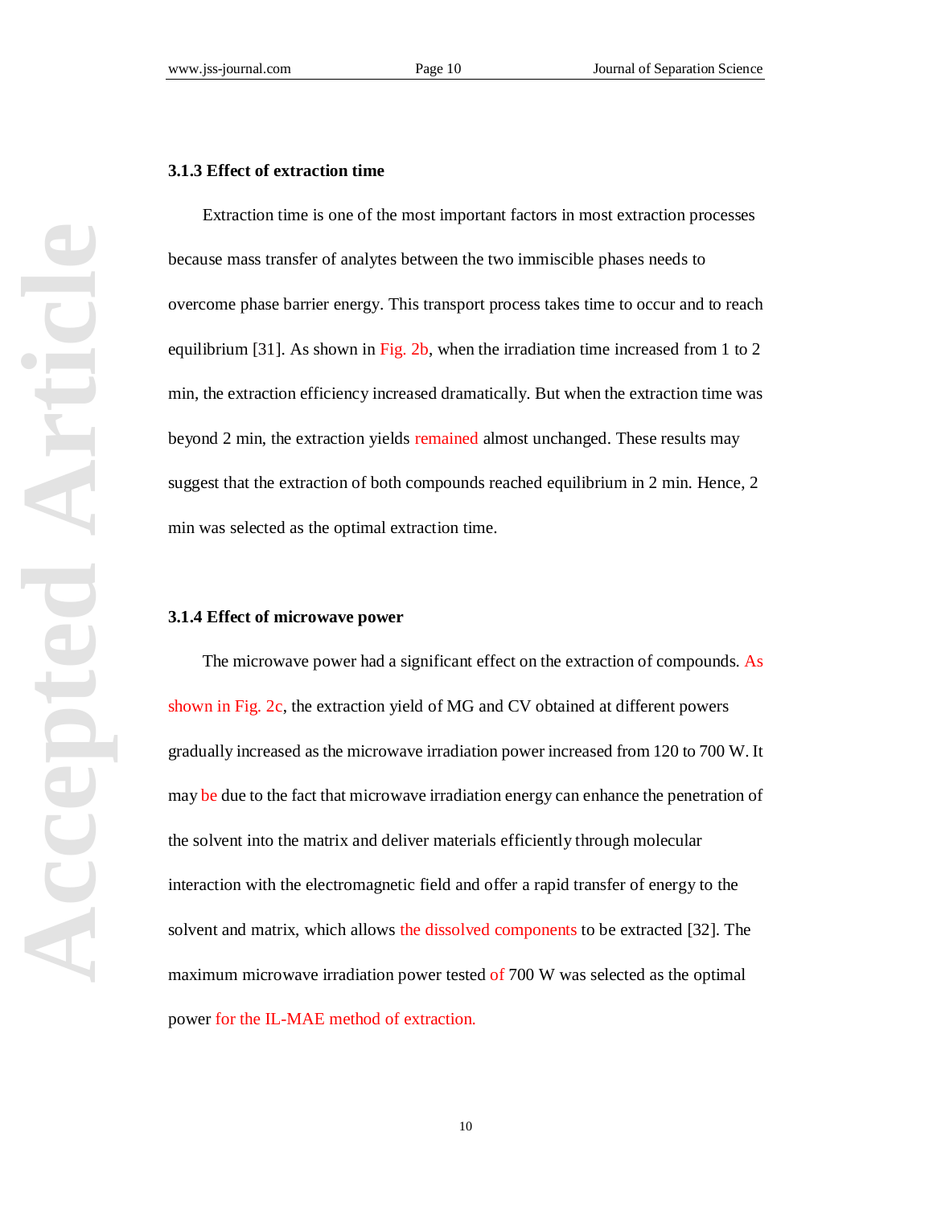### 3.1.3 Effect of extraction time

Extraction time is one of the most important factors in most extraction processes because mass transfer of analytes between the two immiscible phases needs to overcome phase barrier energy. This transport process takes time to occur and to reach equilibrium [31]. As shown in Fig. 2b, when the irradiation time increased from 1 to 2 min, the extraction efficiency increased dramatically. But when the extraction time was beyond 2 min, the extraction yields remained almost unchanged. These results may suggest that the extraction of both compounds reached equilibrium in 2 min. Hence, 2 min was selected as the optimal extraction time.

### 3.1.4 Effect of microwave power

The microwave power had a significant effect on the extraction of compounds. As shown in Fig. 2c, the extraction yield of MG and CV obtained at different powers gradually increased as the microwave irradiation power increased from 120 to 700 W. It may be due to the fact that microwave irradiation energy can enhance the penetration of the solvent into the matrix and deliver materials efficiently through molecular interaction with the electromagnetic field and offer a rapid transfer of energy to the solvent and matrix, which allows the dissolved components to be extracted [32]. The maximum microwave irradiation power tested of 700 W was selected as the optimal power for the IL-MAE method of extraction.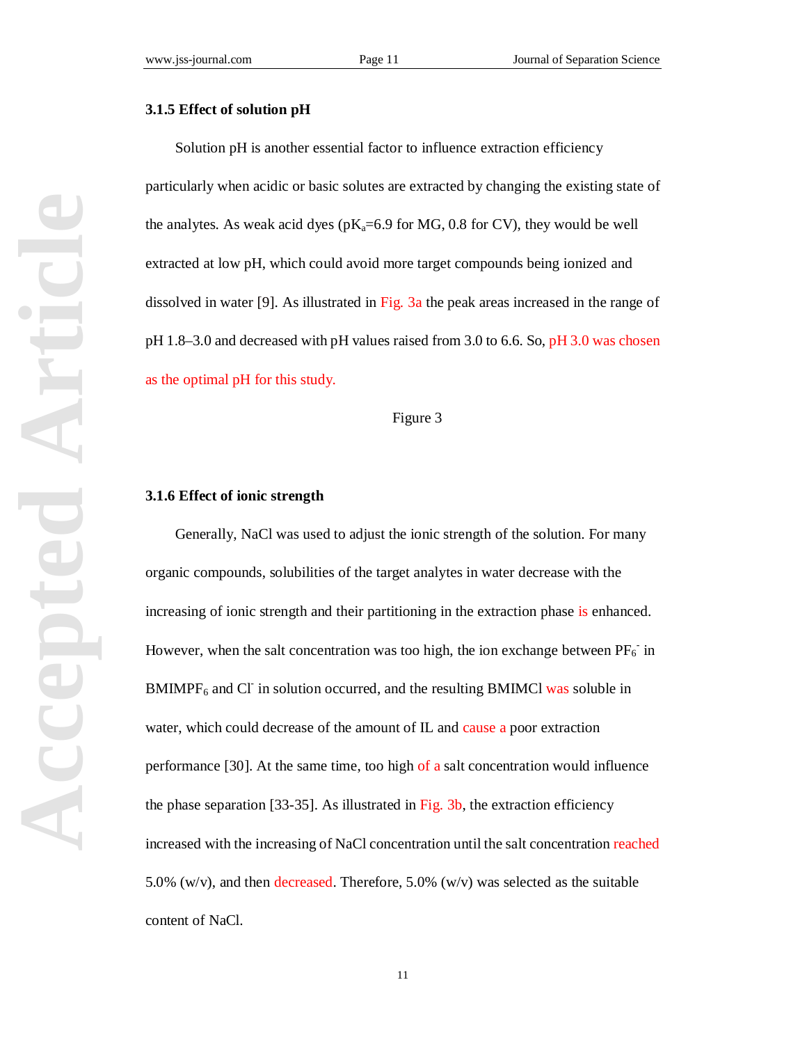### 3.1.5 Effect of solution pH

Solution pH is another essential factor to influence extraction efficiency particularly when acidic or basic solutes are extracted by changing the existing state of the analytes. As weak acid dyes ($pK_a$=6.9 for MG, 0.8 for CV), they would be well extracted at low pH, which could avoid more target compounds being ionized and dissolved in water [9]. As illustrated in Fig. 3a the peak areas increased in the range of pH 1.8–3.0 and decreased with pH values raised from 3.0 to 6.6. So, pH 3.0 was chosen as the optimal pH for this study.

Figure 3

### 3.1.6 Effect of ionic strength

Generally, NaCl was used to adjust the ionic strength of the solution. For many organic compounds, solubilities of the target analytes in water decrease with the increasing of ionic strength and their partitioning in the extraction phase is enhanced. However, when the salt concentration was too high, the ion exchange between $PF_6^-$ in $BMIMPF_6$ and $Cl^-$ in solution occurred, and the resulting BMIMCl was soluble in water, which could decrease of the amount of IL and cause a poor extraction performance [30]. At the same time, too high of a salt concentration would influence the phase separation [33-35]. As illustrated in Fig. 3b, the extraction efficiency increased with the increasing of NaCl concentration until the salt concentration reached 5.0% (w/v), and then decreased. Therefore, 5.0% (w/v) was selected as the suitable content of NaCl.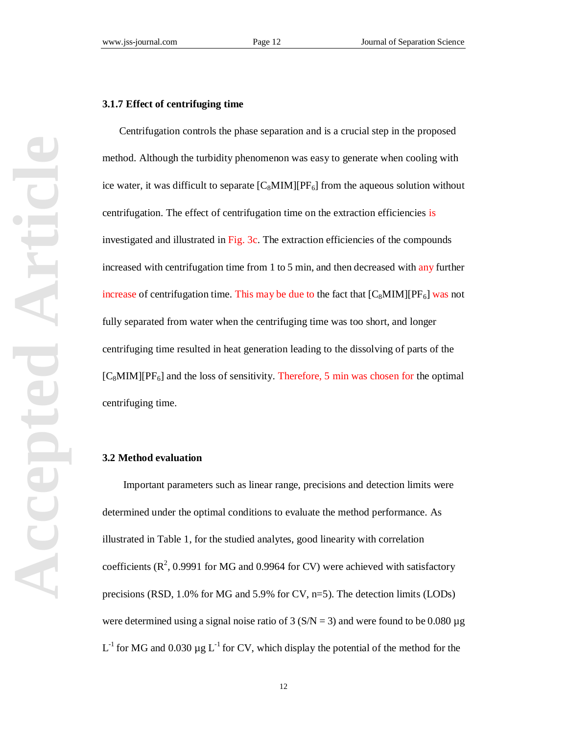### 3.1.7 Effect of centrifuging time

Centrifugation controls the phase separation and is a crucial step in the proposed method. Although the turbidity phenomenon was easy to generate when cooling with ice water, it was difficult to separate $[C_8MIM][PF_6]$ from the aqueous solution without centrifugation. The effect of centrifugation time on the extraction efficiencies is investigated and illustrated in Fig. 3c. The extraction efficiencies of the compounds increased with centrifugation time from 1 to 5 min, and then decreased with any further increase of centrifugation time. This may be due to the fact that $[C_8MIM][PF_6]$ was not fully separated from water when the centrifuging time was too short, and longer centrifuging time resulted in heat generation leading to the dissolving of parts of the $[C_8MIM][PF_6]$ and the loss of sensitivity. Therefore, 5 min was chosen for the optimal centrifuging time.

## 3.2 Method evaluation

Important parameters such as linear range, precisions and detection limits were determined under the optimal conditions to evaluate the method performance. As illustrated in Table 1, for the studied analytes, good linearity with correlation coefficients ($R^2$, 0.9991 for MG and 0.9964 for CV) were achieved with satisfactory precisions (RSD, 1.0% for MG and 5.9% for CV, n=5). The detection limits (LODs) were determined using a signal noise ratio of 3 (S/N = 3) and were found to be 0.080 μg $L^{-1}$ for MG and 0.030 μg $L^{-1}$ for CV, which display the potential of the method for the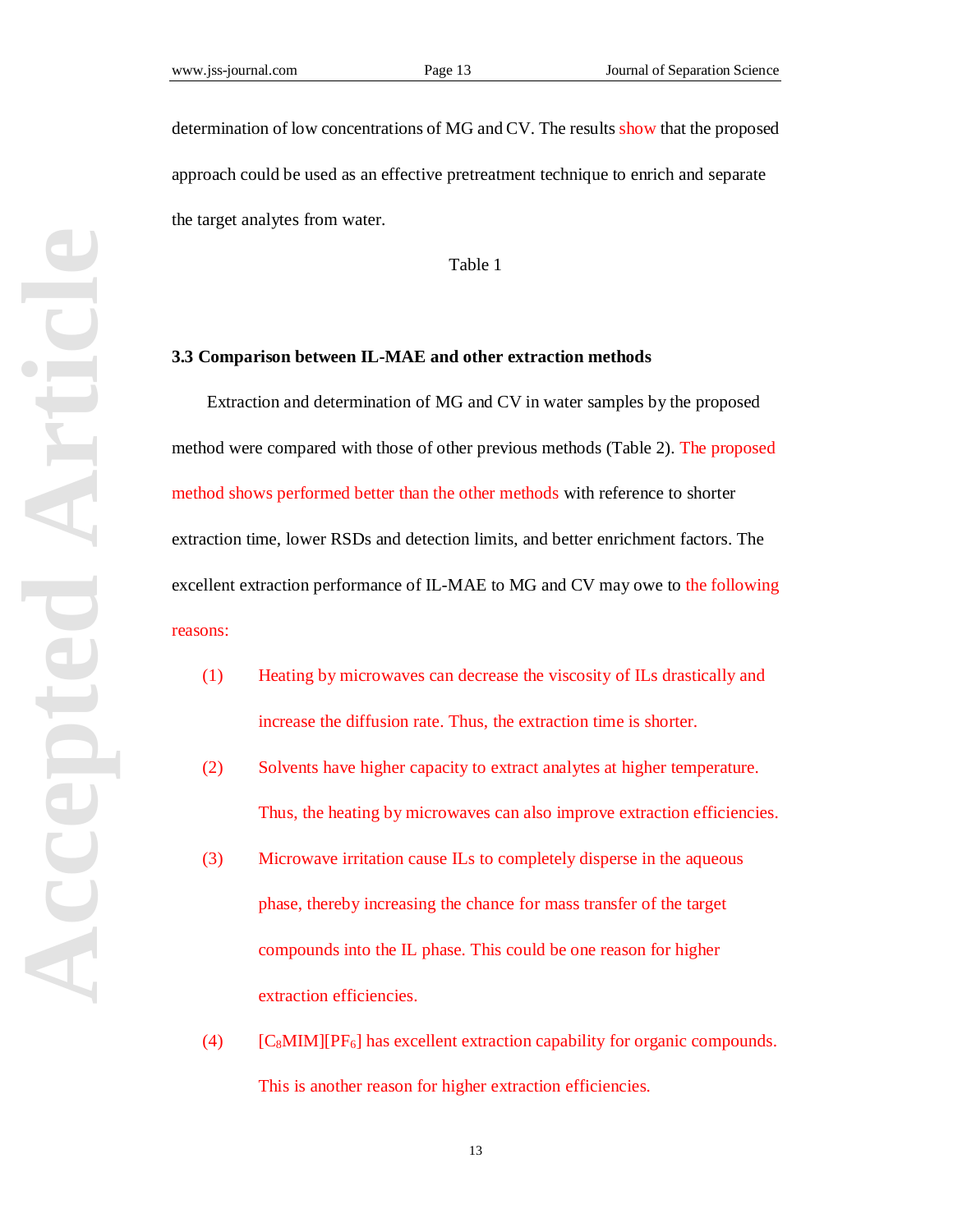determination of low concentrations of MG and CV. The results show that the proposed approach could be used as an effective pretreatment technique to enrich and separate the target analytes from water.

Table 1

### 3.3 Comparison between IL-MAE and other extraction methods

Extraction and determination of MG and CV in water samples by the proposed method were compared with those of other previous methods (Table 2). The proposed method shows performed better than the other methods with reference to shorter extraction time, lower RSDs and detection limits, and better enrichment factors. The excellent extraction performance of IL-MAE to MG and CV may owe to the following reasons:

(1) Heating by microwaves can decrease the viscosity of ILs drastically and increase the diffusion rate. Thus, the extraction time is shorter.

(2) Solvents have higher capacity to extract analytes at higher temperature. Thus, the heating by microwaves can also improve extraction efficiencies.

(3) Microwave irritation cause ILs to completely disperse in the aqueous phase, thereby increasing the chance for mass transfer of the target compounds into the IL phase. This could be one reason for higher extraction efficiencies.

(4) $[C_8MIM][PF_6]$ has excellent extraction capability for organic compounds. This is another reason for higher extraction efficiencies.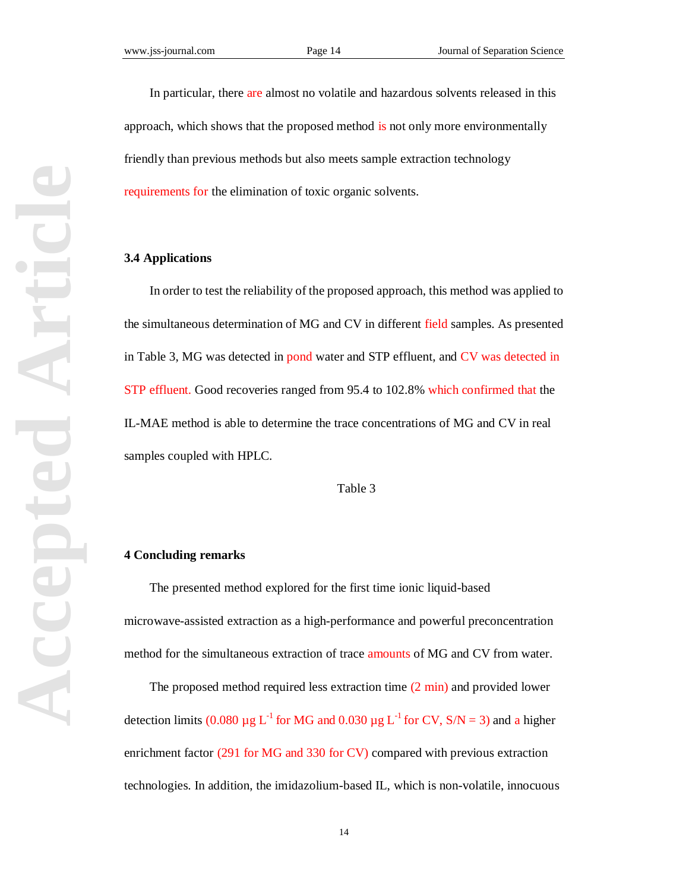In particular, there are almost no volatile and hazardous solvents released in this approach, which shows that the proposed method is not only more environmentally friendly than previous methods but also meets sample extraction technology requirements for the elimination of toxic organic solvents.

### 3.4 Applications

In order to test the reliability of the proposed approach, this method was applied to the simultaneous determination of MG and CV in different field samples. As presented in Table 3, MG was detected in pond water and STP effluent, and CV was detected in STP effluent. Good recoveries ranged from 95.4 to 102.8% which confirmed that the IL-MAE method is able to determine the trace concentrations of MG and CV in real samples coupled with HPLC.

Table 3

## 4 Concluding remarks

The presented method explored for the first time ionic liquid-based microwave-assisted extraction as a high-performance and powerful preconcentration method for the simultaneous extraction of trace amounts of MG and CV from water.

The proposed method required less extraction time (2 min) and provided lower detection limits (0.080 μg $L^{-1}$ for MG and 0.030 μg $L^{-1}$ for CV, S/N = 3) and a higher enrichment factor (291 for MG and 330 for CV) compared with previous extraction technologies. In addition, the imidazolium-based IL, which is non-volatile, innocuous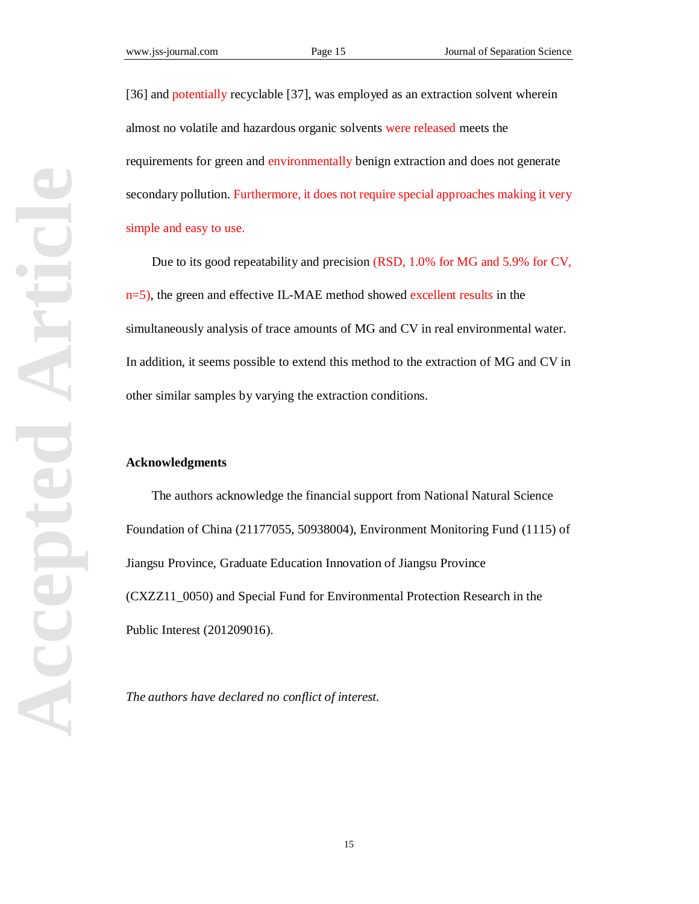[36] and potentially recyclable [37], was employed as an extraction solvent wherein almost no volatile and hazardous organic solvents were released meets the requirements for green and environmentally benign extraction and does not generate secondary pollution. Furthermore, it does not require special approaches making it very simple and easy to use.

Due to its good repeatability and precision (RSD, 1.0% for MG and 5.9% for CV, n=5), the green and effective IL-MAE method showed excellent results in the simultaneously analysis of trace amounts of MG and CV in real environmental water. In addition, it seems possible to extend this method to the extraction of MG and CV in other similar samples by varying the extraction conditions.

## Acknowledgments

The authors acknowledge the financial support from National Natural Science Foundation of China (21177055, 50938004), Environment Monitoring Fund (1115) of Jiangsu Province, Graduate Education Innovation of Jiangsu Province (CXZZ11_0050) and Special Fund for Environmental Protection Research in the Public Interest (201209016).

*The authors have declared no conflict of interest.*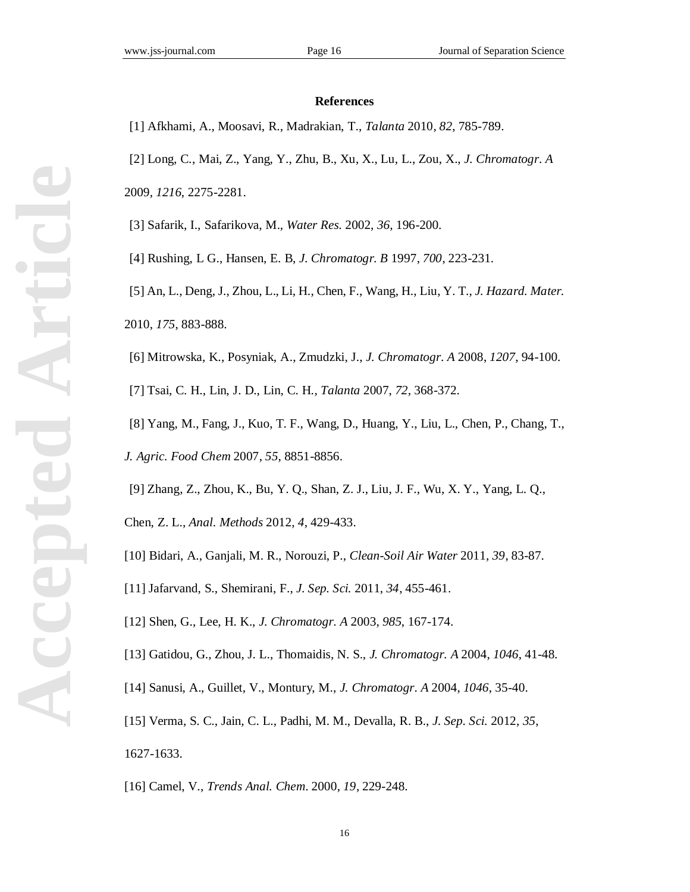## References

[1] Afkhami, A., Moosavi, R., Madrakian, T., *Talanta* 2010, *82*, 785-789.

[2] Long, C., Mai, Z., Yang, Y., Zhu, B., Xu, X., Lu, L., Zou, X., *J. Chromatogr. A* 2009, *1216*, 2275-2281.

[3] Safarik, I., Safarikova, M., *Water Res.* 2002, *36*, 196-200.

[4] Rushing, L G., Hansen, E. B, *J. Chromatogr. B* 1997, *700*, 223-231.

[5] An, L., Deng, J., Zhou, L., Li, H., Chen, F., Wang, H., Liu, Y. T., *J. Hazard. Mater.* 2010, *175*, 883-888.

[6] Mitrowska, K., Posyniak, A., Zmudzki, J., *J. Chromatogr. A* 2008, *1207*, 94-100.

[7] Tsai, C. H., Lin, J. D., Lin, C. H., *Talanta* 2007, *72*, 368-372.

[8] Yang, M., Fang, J., Kuo, T. F., Wang, D., Huang, Y., Liu, L., Chen, P., Chang, T., *J. Agric. Food Chem* 2007, *55*, 8851-8856.

[9] Zhang, Z., Zhou, K., Bu, Y. Q., Shan, Z. J., Liu, J. F., Wu, X. Y., Yang, L. Q., Chen, Z. L., *Anal. Methods* 2012, *4*, 429-433.

[10] Bidari, A., Ganjali, M. R., Norouzi, P., *Clean-Soil Air Water* 2011, *39*, 83-87.

[11] Jafarvand, S., Shemirani, F., *J. Sep. Sci.* 2011, *34*, 455-461.

[12] Shen, G., Lee, H. K., *J. Chromatogr. A* 2003, *985*, 167-174.

[13] Gatidou, G., Zhou, J. L., Thomaidis, N. S., *J. Chromatogr. A* 2004, *1046*, 41-48.

[14] Sanusi, A., Guillet, V., Montury, M., *J. Chromatogr. A* 2004, *1046*, 35-40.

[15] Verma, S. C., Jain, C. L., Padhi, M. M., Devalla, R. B., *J. Sep. Sci.* 2012, *35*, 1627-1633.

[16] Camel, V., *Trends Anal. Chem.* 2000, *19*, 229-248.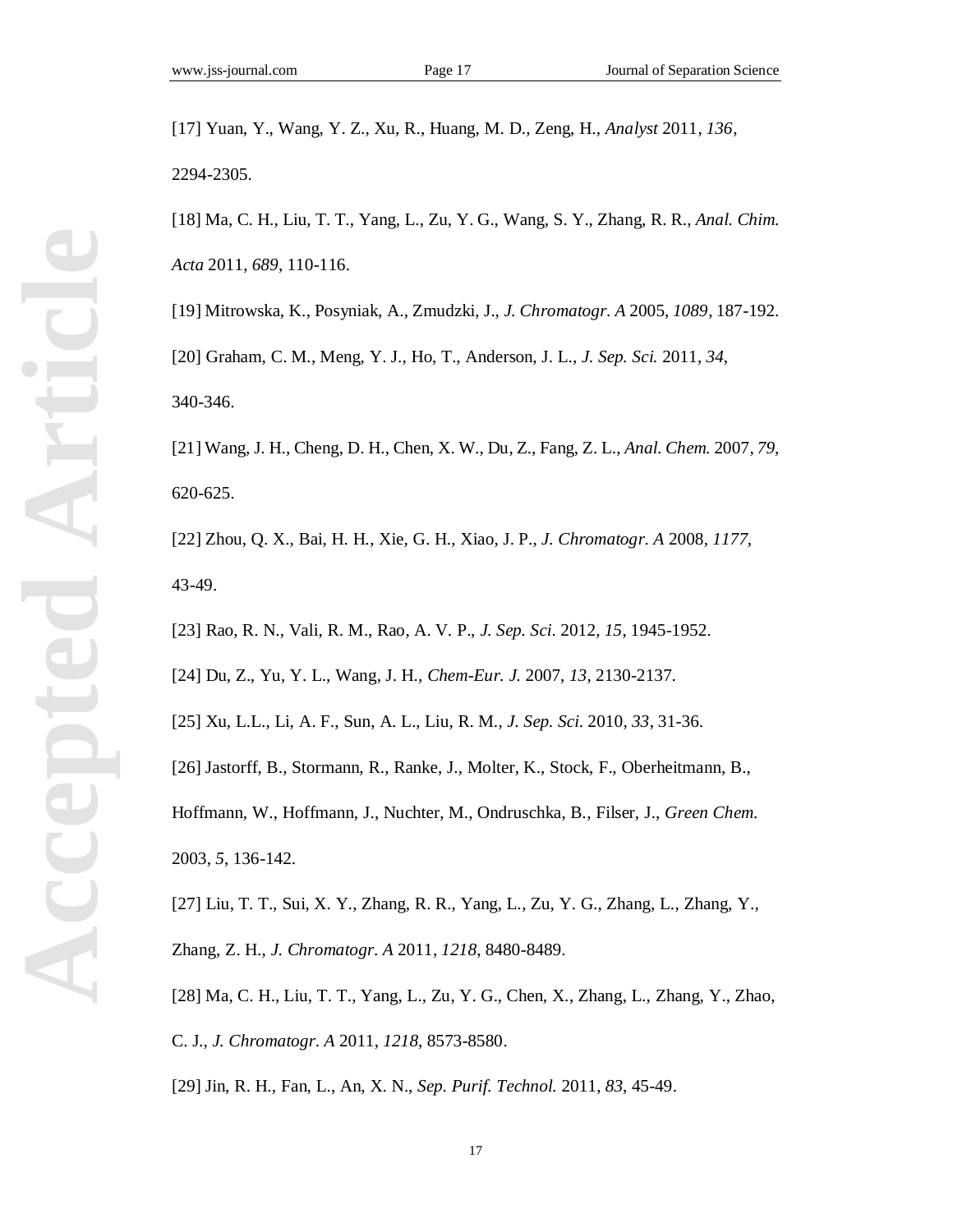[17] Yuan, Y., Wang, Y. Z., Xu, R., Huang, M. D., Zeng, H., *Analyst* 2011, *136*, 2294-2305.

[18] Ma, C. H., Liu, T. T., Yang, L., Zu, Y. G., Wang, S. Y., Zhang, R. R., *Anal. Chim. Acta* 2011, *689*, 110-116.

[19] Mitrowska, K., Posyniak, A., Zmudzki, J., *J. Chromatogr. A* 2005, *1089*, 187-192.

[20] Graham, C. M., Meng, Y. J., Ho, T., Anderson, J. L., *J. Sep. Sci.* 2011, *34*, 340-346.

[21] Wang, J. H., Cheng, D. H., Chen, X. W., Du, Z., Fang, Z. L., *Anal. Chem.* 2007, *79*, 620-625.

[22] Zhou, Q. X., Bai, H. H., Xie, G. H., Xiao, J. P., *J. Chromatogr. A* 2008, *1177*, 43-49.

[23] Rao, R. N., Vali, R. M., Rao, A. V. P., *J. Sep. Sci.* 2012, *15*, 1945-1952.

[24] Du, Z., Yu, Y. L., Wang, J. H., *Chem-Eur. J.* 2007, *13*, 2130-2137.

[25] Xu, L.L., Li, A. F., Sun, A. L., Liu, R. M., *J. Sep. Sci.* 2010, *33*, 31-36.

[26] Jastorff, B., Stormann, R., Ranke, J., Molter, K., Stock, F., Oberheitmann, B., Hoffmann, W., Hoffmann, J., Nuchter, M., Ondruschka, B., Filser, J., *Green Chem.* 2003, *5*, 136-142.

[27] Liu, T. T., Sui, X. Y., Zhang, R. R., Yang, L., Zu, Y. G., Zhang, L., Zhang, Y., Zhang, Z. H., *J. Chromatogr. A* 2011, *1218*, 8480-8489.

[28] Ma, C. H., Liu, T. T., Yang, L., Zu, Y. G., Chen, X., Zhang, L., Zhang, Y., Zhao, C. J., *J. Chromatogr. A* 2011, *1218*, 8573-8580.

[29] Jin, R. H., Fan, L., An, X. N., *Sep. Purif. Technol.* 2011, *83*, 45-49.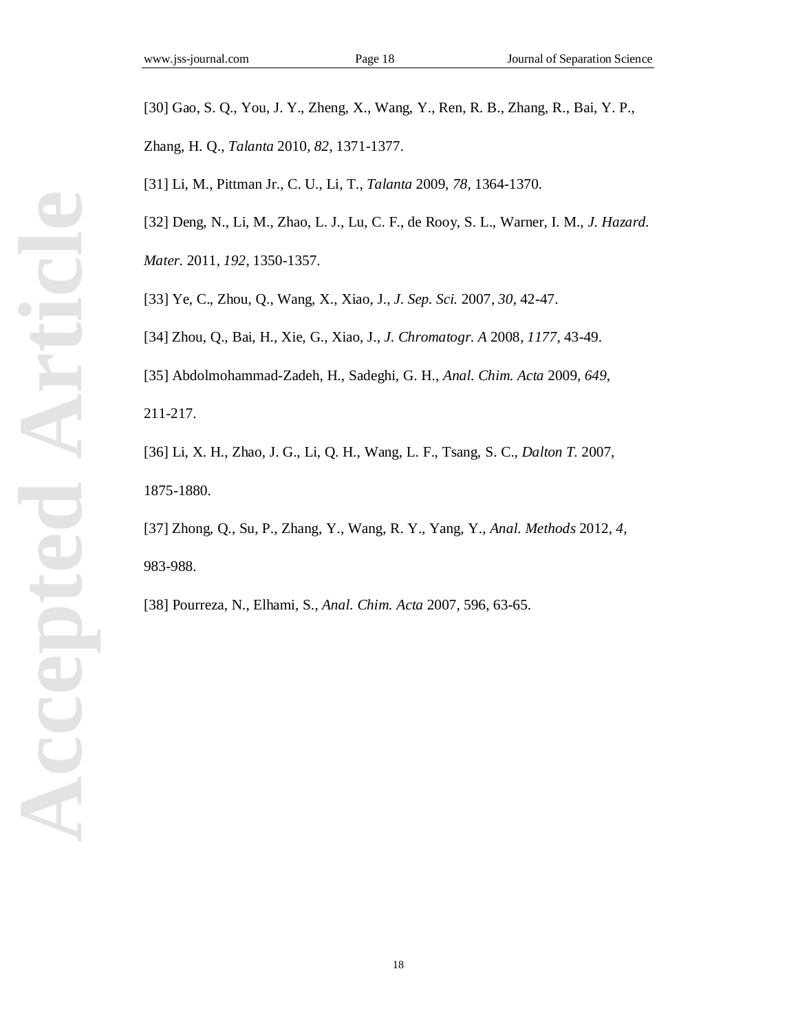[30] Gao, S. Q., You, J. Y., Zheng, X., Wang, Y., Ren, R. B., Zhang, R., Bai, Y. P., Zhang, H. Q., *Talanta* 2010, *82*, 1371-1377.

[31] Li, M., Pittman Jr., C. U., Li, T., *Talanta* 2009, *78*, 1364-1370.

[32] Deng, N., Li, M., Zhao, L. J., Lu, C. F., de Rooy, S. L., Warner, I. M., *J. Hazard. Mater.* 2011, *192*, 1350-1357.

[33] Ye, C., Zhou, Q., Wang, X., Xiao, J., *J. Sep. Sci.* 2007, *30*, 42-47.

[34] Zhou, Q., Bai, H., Xie, G., Xiao, J., *J. Chromatogr. A* 2008, *1177*, 43-49.

[35] Abdolmohammad-Zadeh, H., Sadeghi, G. H., *Anal. Chim. Acta* 2009, *649*, 211-217.

[36] Li, X. H., Zhao, J. G., Li, Q. H., Wang, L. F., Tsang, S. C., *Dalton T.* 2007, 1875-1880.

[37] Zhong, Q., Su, P., Zhang, Y., Wang, R. Y., Yang, Y., *Anal. Methods* 2012, *4*, 983-988.

[38] Pourreza, N., Elhami, S., *Anal. Chim. Acta* 2007, 596, 63-65.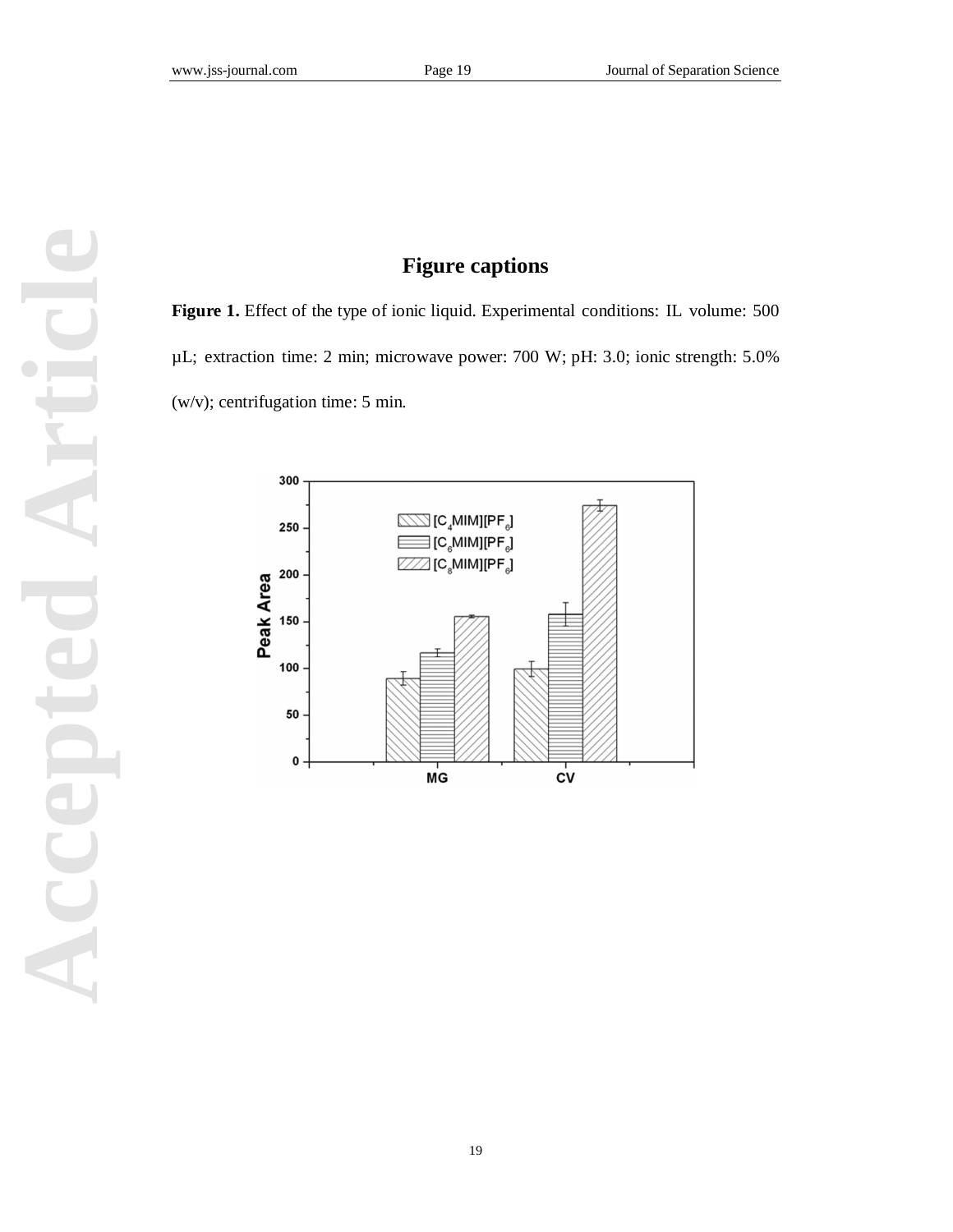## Figure captions

**Figure 1.** Effect of the type of ionic liquid. Experimental conditions: IL volume: 500 μL; extraction time: 2 min; microwave power: 700 W; pH: 3.0; ionic strength: 5.0% (w/v); centrifugation time: 5 min.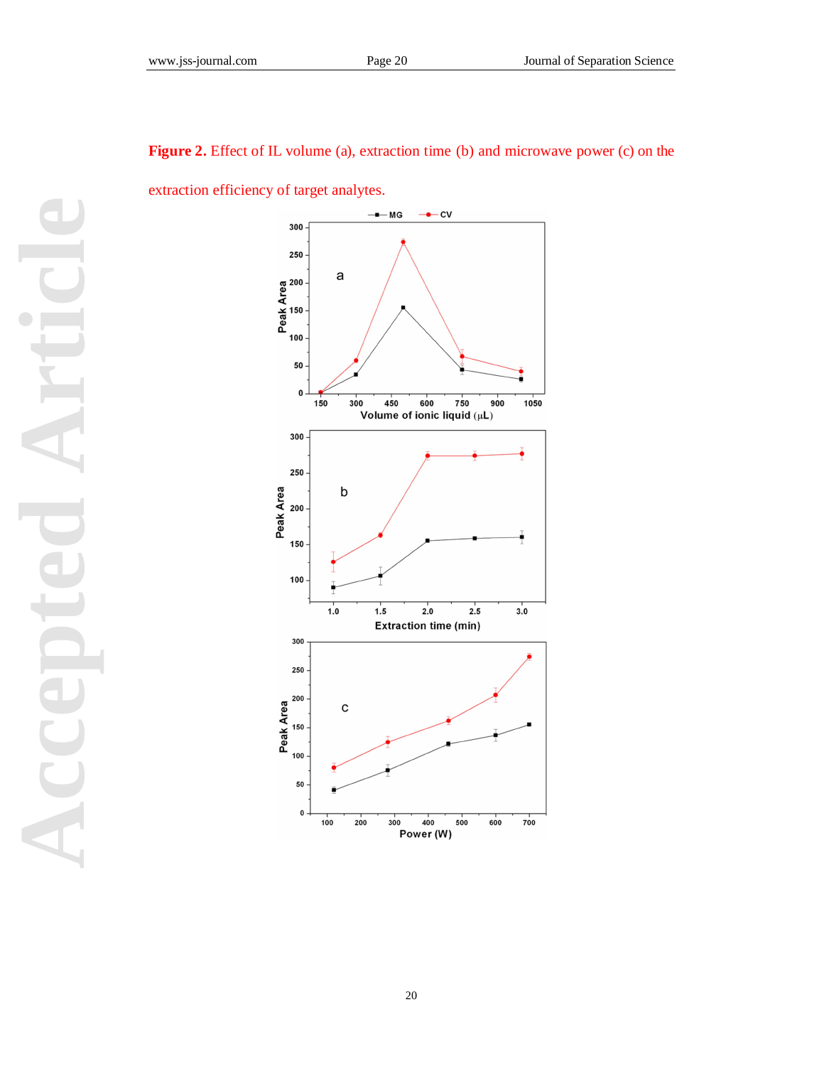**Figure 2.** Effect of IL volume (a), extraction time (b) and microwave power (c) on the extraction efficiency of target analytes.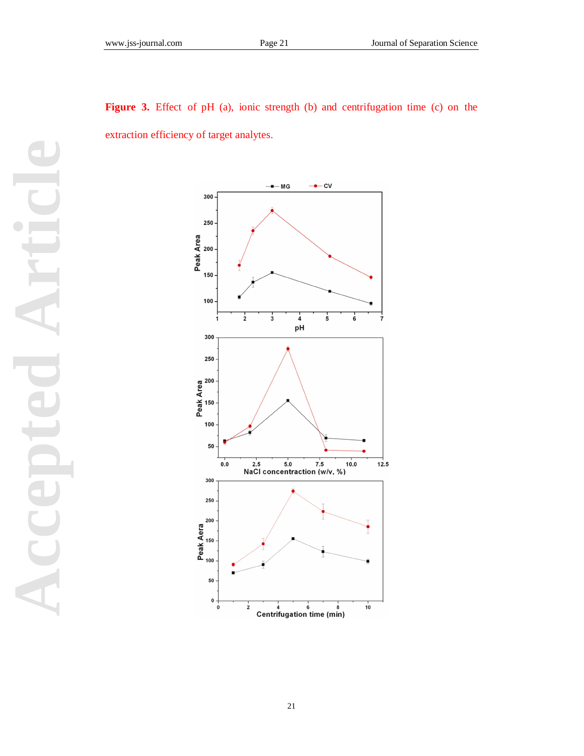**Figure 3.** Effect of pH (a), ionic strength (b) and centrifugation time (c) on the extraction efficiency of target analytes.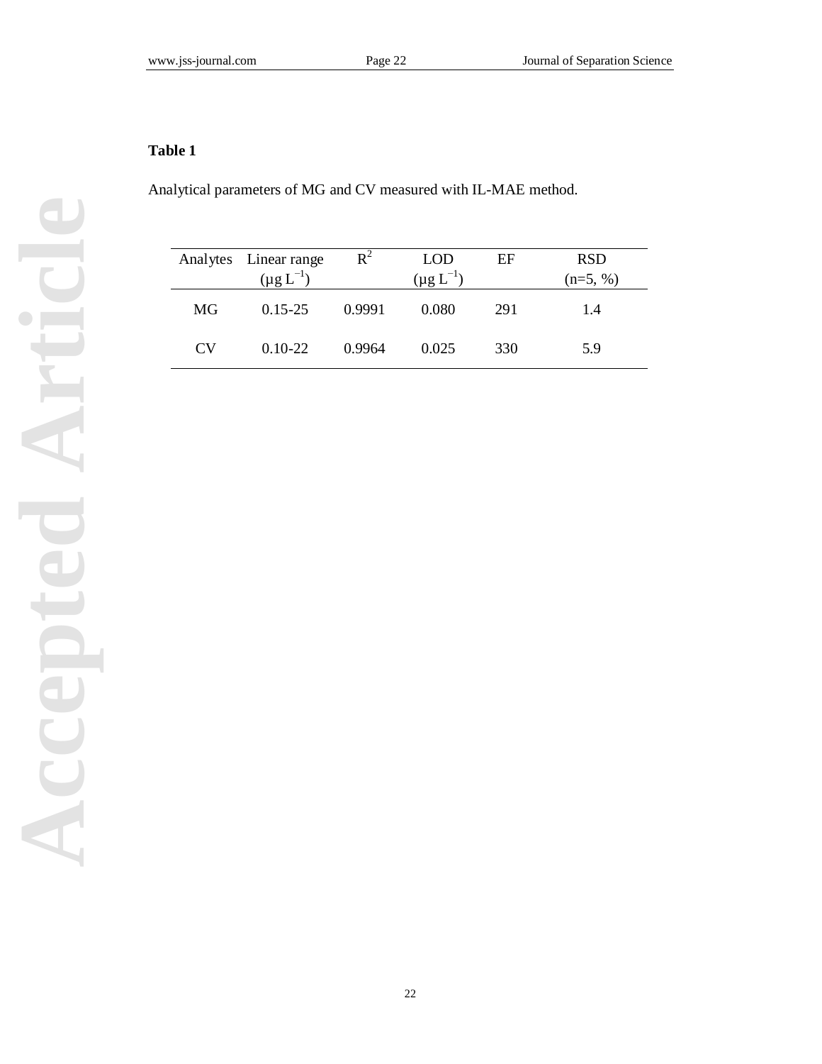**Table 1**

Analytical parameters of MG and CV measured with IL-MAE method.

| Analytes | Linear range ($\mu g\ L^{-1}$) | $R^2$ | LOD ($\mu g\ L^{-1}$) | EF | RSD (n=5, %) |
|---|---|---|---|---|---|
| MG | 0.15-25 | 0.9991 | 0.080 | 291 | 1.4 |
| CV | 0.10-22 | 0.9964 | 0.025 | 330 | 5.9 |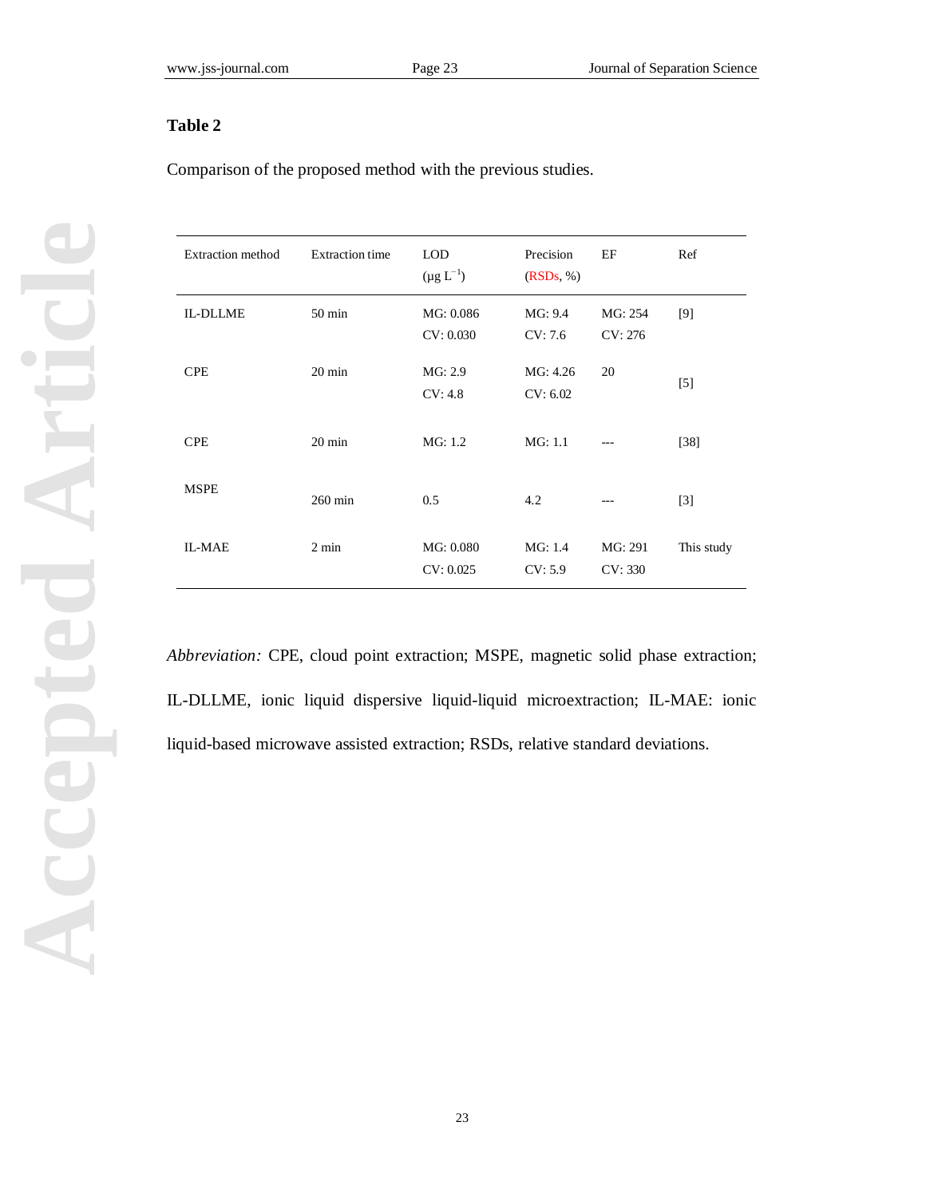**Table 2**

Comparison of the proposed method with the previous studies.

| Extraction method | Extraction time | LOD ($\mu g\ L^{-1}$) | Precision (RSDs, %) | EF | Ref |
|---|---|---|---|---|---|
| IL-DLLME | 50 min | MG: 0.086<br>CV: 0.030 | MG: 9.4<br>CV: 7.6 | MG: 254<br>CV: 276 | [9] |
| CPE | 20 min | MG: 2.9<br>CV: 4.8 | MG: 4.26<br>CV: 6.02 | 20 | [5] |
| CPE | 20 min | MG: 1.2 | MG: 1.1 | --- | [38] |
| MSPE | 260 min | 0.5 | 4.2 | --- | [3] |
| IL-MAE | 2 min | MG: 0.080<br>CV: 0.025 | MG: 1.4<br>CV: 5.9 | MG: 291<br>CV: 330 | This study |

*Abbreviation:* CPE, cloud point extraction; MSPE, magnetic solid phase extraction; IL-DLLME, ionic liquid dispersive liquid-liquid microextraction; IL-MAE: ionic liquid-based microwave assisted extraction; RSDs, relative standard deviations.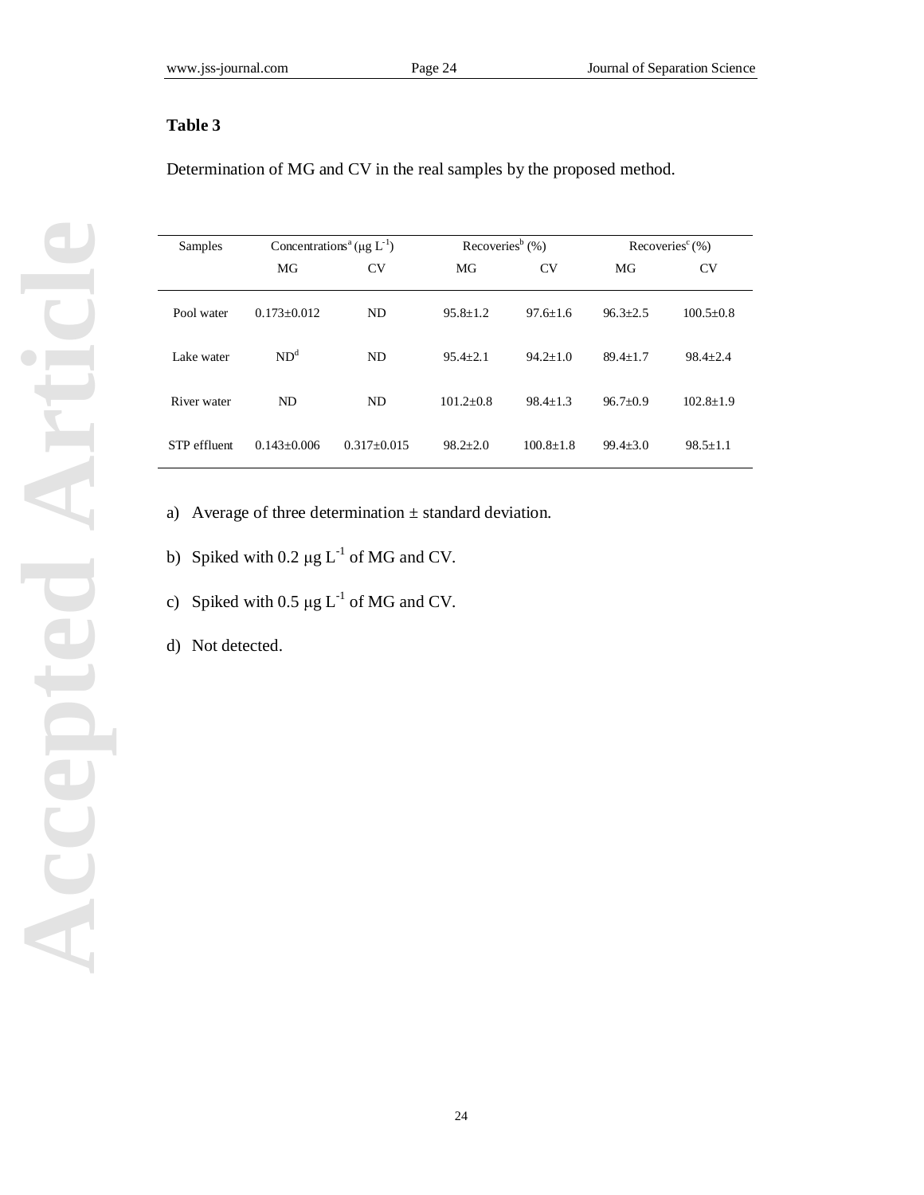**Table 3**

Determination of MG and CV in the real samples by the proposed method.

| Samples | Concentrations[a] (μg $L^{-1}$) | | Recoveries[b] (%) | | Recoveries[c] (%) | |
|---|---|---|---|---|---|---|
| | MG | CV | MG | CV | MG | CV |
| Pool water | 0.173±0.012 | ND | 95.8±1.2 | 97.6±1.6 | 96.3±2.5 | 100.5±0.8 |
| Lake water | ND[d] | ND | 95.4±2.1 | 94.2±1.0 | 89.4±1.7 | 98.4±2.4 |
| River water | ND | ND | 101.2±0.8 | 98.4±1.3 | 96.7±0.9 | 102.8±1.9 |
| STP effluent | 0.143±0.006 | 0.317±0.015 | 98.2±2.0 | 100.8±1.8 | 99.4±3.0 | 98.5±1.1 |

a) Average of three determination ± standard deviation.

b) Spiked with 0.2 μg $L^{-1}$ of MG and CV.

c) Spiked with 0.5 μg $L^{-1}$ of MG and CV.

d) Not detected.